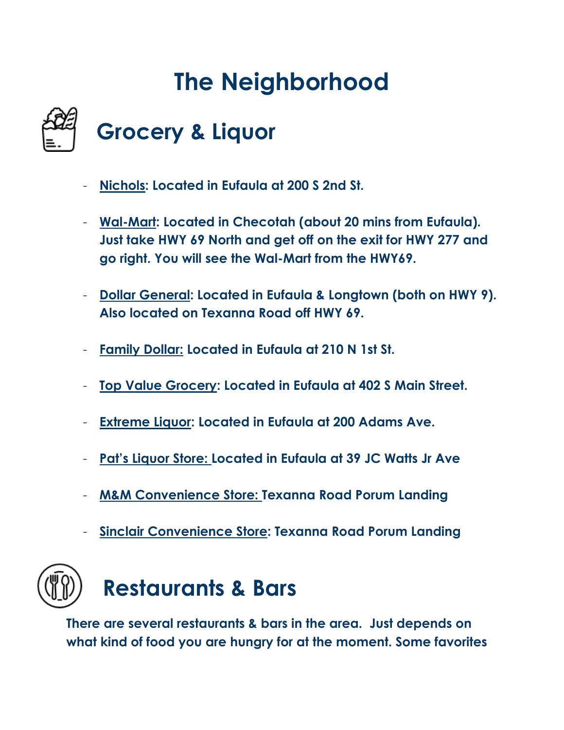# The Neighborhood

## Grocery & Liquor

- **Nichols: Located in Eufaula at 200 S 2nd St.**
- **Wal-Mart: Located in Checotah (about 20 mins from Eufaula). Just take HWY 69 North and get off on the exit for HWY 277 and go right. You will see the Wal-Mart from the HWY69.**
- **Dollar General: Located in Eufaula & Longtown (both on HWY 9). Also located on Texanna Road off HWY 69.**
- **Family Dollar: Located in Eufaula at 210 N 1st St.**
- **Top Value Grocery: Located in Eufaula at 402 S Main Street.**
- **Extreme Liquor: Located in Eufaula at 200 Adams Ave.**
- **Pat's Liquor Store: Located in Eufaula at 39 JC Watts Jr Ave**
- **M&M Convenience Store: Texanna Road Porum Landing**
- **Sinclair Convenience Store: Texanna Road Porum Landing**

## Restaurants & Bars

**There are several restaurants & bars in the area. Just depends on what kind of food you are hungry for at the moment. Some favorites**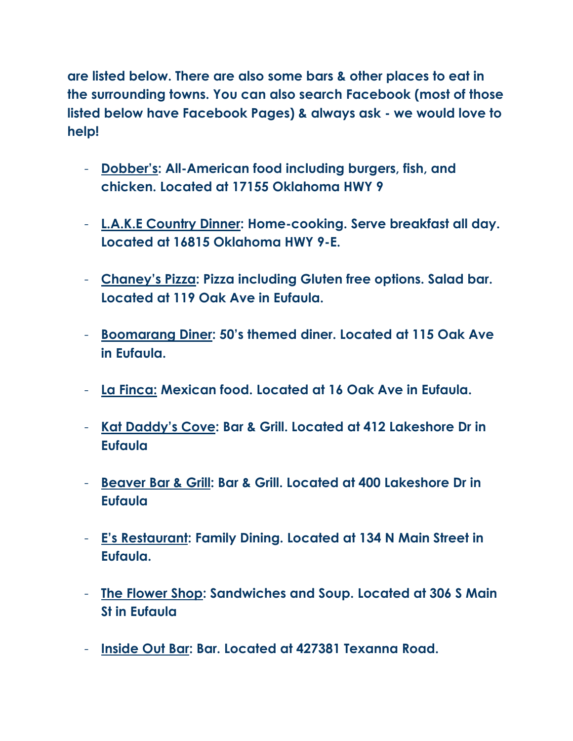**are listed below. There are also some bars & other places to eat in the surrounding towns. You can also search Facebook (most of those listed below have Facebook Pages) & always ask - we would love to help!**

- **Dobber's: All-American food including burgers, fish, and chicken. Located at 17155 Oklahoma HWY 9**
- **L.A.K.E Country Dinner: Home-cooking. Serve breakfast all day. Located at 16815 Oklahoma HWY 9-E.**
- **Chaney's Pizza: Pizza including Gluten free options. Salad bar. Located at 119 Oak Ave in Eufaula.**
- **Boomarang Diner: 50's themed diner. Located at 115 Oak Ave in Eufaula.**
- **La Finca: Mexican food. Located at 16 Oak Ave in Eufaula.**
- **Kat Daddy's Cove: Bar & Grill. Located at 412 Lakeshore Dr in Eufaula**
- **Beaver Bar & Grill: Bar & Grill. Located at 400 Lakeshore Dr in Eufaula**
- **E's Restaurant: Family Dining. Located at 134 N Main Street in Eufaula.**
- **The Flower Shop: Sandwiches and Soup. Located at 306 S Main St in Eufaula**
- **Inside Out Bar: Bar. Located at 427381 Texanna Road.**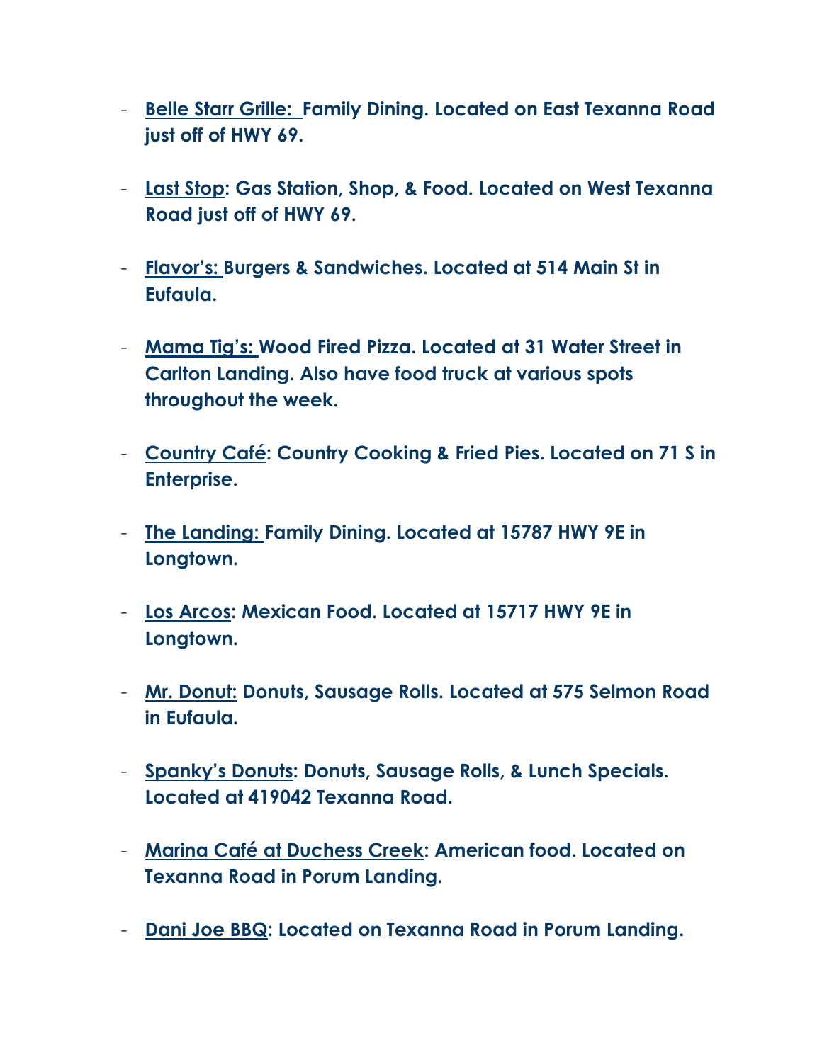- <u>Belle Starr Grille:</u> **Family Dining. Located on East Texanna Road just off of HWY 69.**

- <u>Last Stop</u>: **Gas Station, Shop, & Food. Located on West Texanna Road just off of HWY 69.**

- <u>Flavor's:</u> **Burgers & Sandwiches. Located at 514 Main St in Eufaula.**

- <u>Mama Tig's:</u> **Wood Fired Pizza. Located at 31 Water Street in Carlton Landing. Also have food truck at various spots throughout the week.**

- <u>Country Café</u>: **Country Cooking & Fried Pies. Located on 71 S in Enterprise.**

- <u>The Landing:</u> **Family Dining. Located at 15787 HWY 9E in Longtown.**

- <u>Los Arcos</u>: **Mexican Food. Located at 15717 HWY 9E in Longtown.**

- <u>Mr. Donut:</u> **Donuts, Sausage Rolls. Located at 575 Selmon Road in Eufaula.**

- <u>Spanky's Donuts</u>: **Donuts, Sausage Rolls, & Lunch Specials. Located at 419042 Texanna Road.**

- <u>Marina Café at Duchess Creek</u>: **American food. Located on Texanna Road in Porum Landing.**

- <u>Dani Joe BBQ</u>: **Located on Texanna Road in Porum Landing.**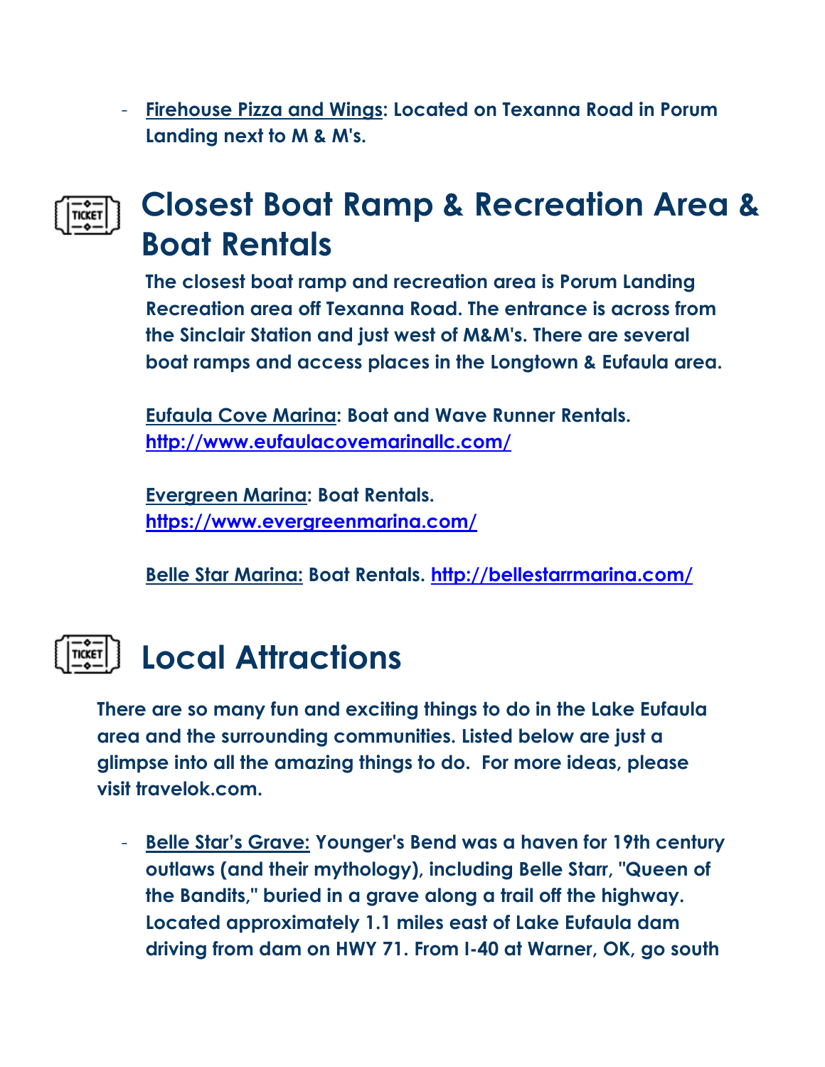- **Firehouse Pizza and Wings: Located on Texanna Road in Porum Landing next to M & M's.**

## Closest Boat Ramp & Recreation Area & Boat Rentals

**The closest boat ramp and recreation area is Porum Landing Recreation area off Texanna Road. The entrance is across from the Sinclair Station and just west of M&M's. There are several boat ramps and access places in the Longtown & Eufaula area.**

**Eufaula Cove Marina: Boat and Wave Runner Rentals. http://www.eufaulacovemarinallc.com/**

**Evergreen Marina: Boat Rentals. https://www.evergreenmarina.com/**

**Belle Star Marina: Boat Rentals. http://bellestarrmarina.com/**

## Local Attractions

**There are so many fun and exciting things to do in the Lake Eufaula area and the surrounding communities. Listed below are just a glimpse into all the amazing things to do. For more ideas, please visit travelok.com.**

- **Belle Star's Grave: Younger's Bend was a haven for 19th century outlaws (and their mythology), including Belle Starr, "Queen of the Bandits," buried in a grave along a trail off the highway. Located approximately 1.1 miles east of Lake Eufaula dam driving from dam on HWY 71. From I-40 at Warner, OK, go south**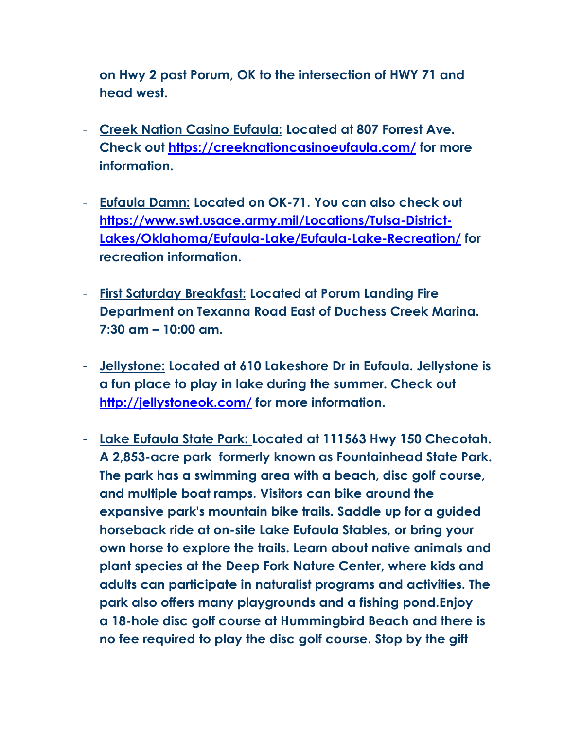**on Hwy 2 past Porum, OK to the intersection of HWY 71 and head west.**

- **<u>Creek Nation Casino Eufaula:</u> Located at 807 Forrest Ave. Check out [https://creeknationcasinoeufaula.com/](https://creeknationcasinoeufaula.com/) for more information.**

- **<u>Eufaula Damn:</u> Located on OK-71. You can also check out [https://www.swt.usace.army.mil/Locations/Tulsa-District-Lakes/Oklahoma/Eufaula-Lake/Eufaula-Lake-Recreation/](https://www.swt.usace.army.mil/Locations/Tulsa-District-Lakes/Oklahoma/Eufaula-Lake/Eufaula-Lake-Recreation/) for recreation information.**

- **<u>First Saturday Breakfast:</u> Located at Porum Landing Fire Department on Texanna Road East of Duchess Creek Marina. 7:30 am – 10:00 am.**

- **<u>Jellystone:</u> Located at 610 Lakeshore Dr in Eufaula. Jellystone is a fun place to play in lake during the summer. Check out [http://jellystoneok.com/](http://jellystoneok.com/) for more information.**

- **<u>Lake Eufaula State Park:</u> Located at 111563 Hwy 150 Checotah. A 2,853-acre park formerly known as Fountainhead State Park. The park has a swimming area with a beach, disc golf course, and multiple boat ramps. Visitors can bike around the expansive park's mountain bike trails. Saddle up for a guided horseback ride at on-site Lake Eufaula Stables, or bring your own horse to explore the trails. Learn about native animals and plant species at the Deep Fork Nature Center, where kids and adults can participate in naturalist programs and activities. The park also offers many playgrounds and a fishing pond.Enjoy a 18-hole disc golf course at Hummingbird Beach and there is no fee required to play the disc golf course. Stop by the gift**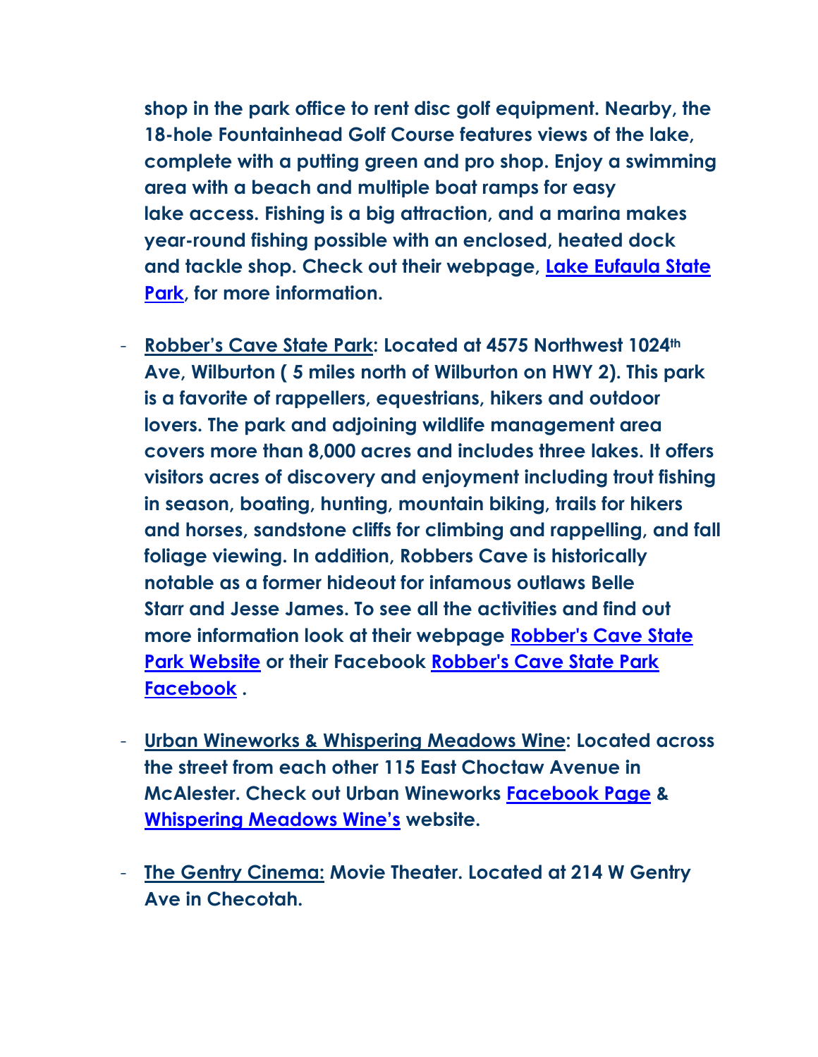**shop in the park office to rent disc golf equipment. Nearby, the 18-hole Fountainhead Golf Course features views of the lake, complete with a putting green and pro shop. Enjoy a swimming area with a beach and multiple boat ramps for easy lake access. Fishing is a big attraction, and a marina makes year-round fishing possible with an enclosed, heated dock and tackle shop. Check out their webpage, Lake Eufaula State Park, for more information.**

- **Robber's Cave State Park: Located at 4575 Northwest 1024th Ave, Wilburton ( 5 miles north of Wilburton on HWY 2). This park is a favorite of rappellers, equestrians, hikers and outdoor lovers. The park and adjoining wildlife management area covers more than 8,000 acres and includes three lakes. It offers visitors acres of discovery and enjoyment including trout fishing in season, boating, hunting, mountain biking, trails for hikers and horses, sandstone cliffs for climbing and rappelling, and fall foliage viewing. In addition, Robbers Cave is historically notable as a former hideout for infamous outlaws Belle Starr and Jesse James. To see all the activities and find out more information look at their webpage Robber's Cave State Park Website or their Facebook Robber's Cave State Park Facebook .**

- **Urban Wineworks & Whispering Meadows Wine: Located across the street from each other 115 East Choctaw Avenue in McAlester. Check out Urban Wineworks Facebook Page & Whispering Meadows Wine's website.**

- **The Gentry Cinema: Movie Theater. Located at 214 W Gentry Ave in Checotah.**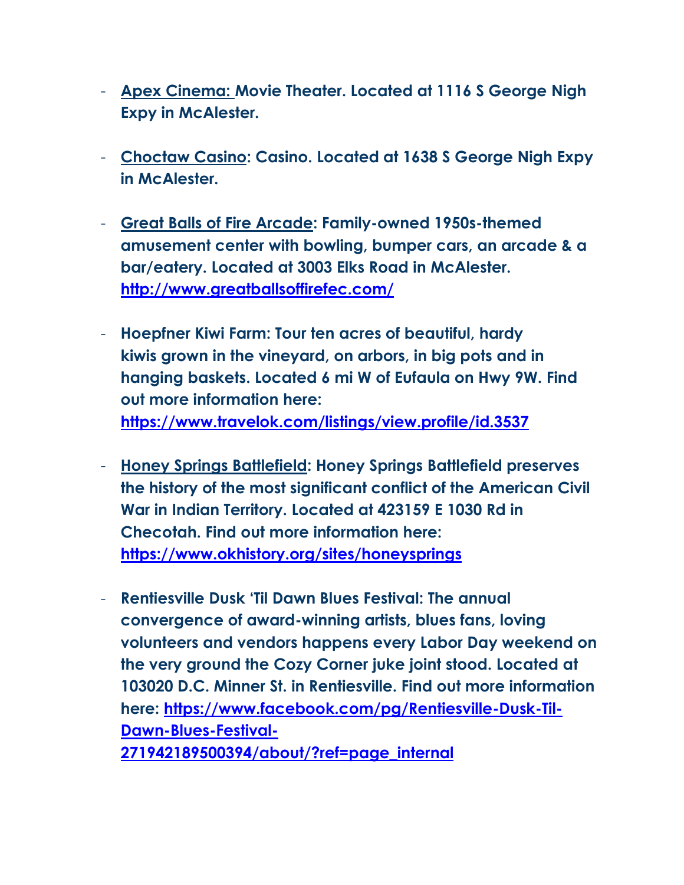- **Apex Cinema: Movie Theater. Located at 1116 S George Nigh Expy in McAlester.**

- **Choctaw Casino: Casino. Located at 1638 S George Nigh Expy in McAlester.**

- **Great Balls of Fire Arcade: Family-owned 1950s-themed amusement center with bowling, bumper cars, an arcade & a bar/eatery. Located at 3003 Elks Road in McAlester. http://www.greatballsoffirefec.com/**

- **Hoepfner Kiwi Farm: Tour ten acres of beautiful, hardy kiwis grown in the vineyard, on arbors, in big pots and in hanging baskets. Located 6 mi W of Eufaula on Hwy 9W. Find out more information here: https://www.travelok.com/listings/view.profile/id.3537**

- **Honey Springs Battlefield: Honey Springs Battlefield preserves the history of the most significant conflict of the American Civil War in Indian Territory. Located at 423159 E 1030 Rd in Checotah. Find out more information here: https://www.okhistory.org/sites/honeysprings**

- **Rentiesville Dusk 'Til Dawn Blues Festival: The annual convergence of award-winning artists, blues fans, loving volunteers and vendors happens every Labor Day weekend on the very ground the Cozy Corner juke joint stood. Located at 103020 D.C. Minner St. in Rentiesville. Find out more information here: https://www.facebook.com/pg/Rentiesville-Dusk-Til-Dawn-Blues-Festival-271942189500394/about/?ref=page_internal**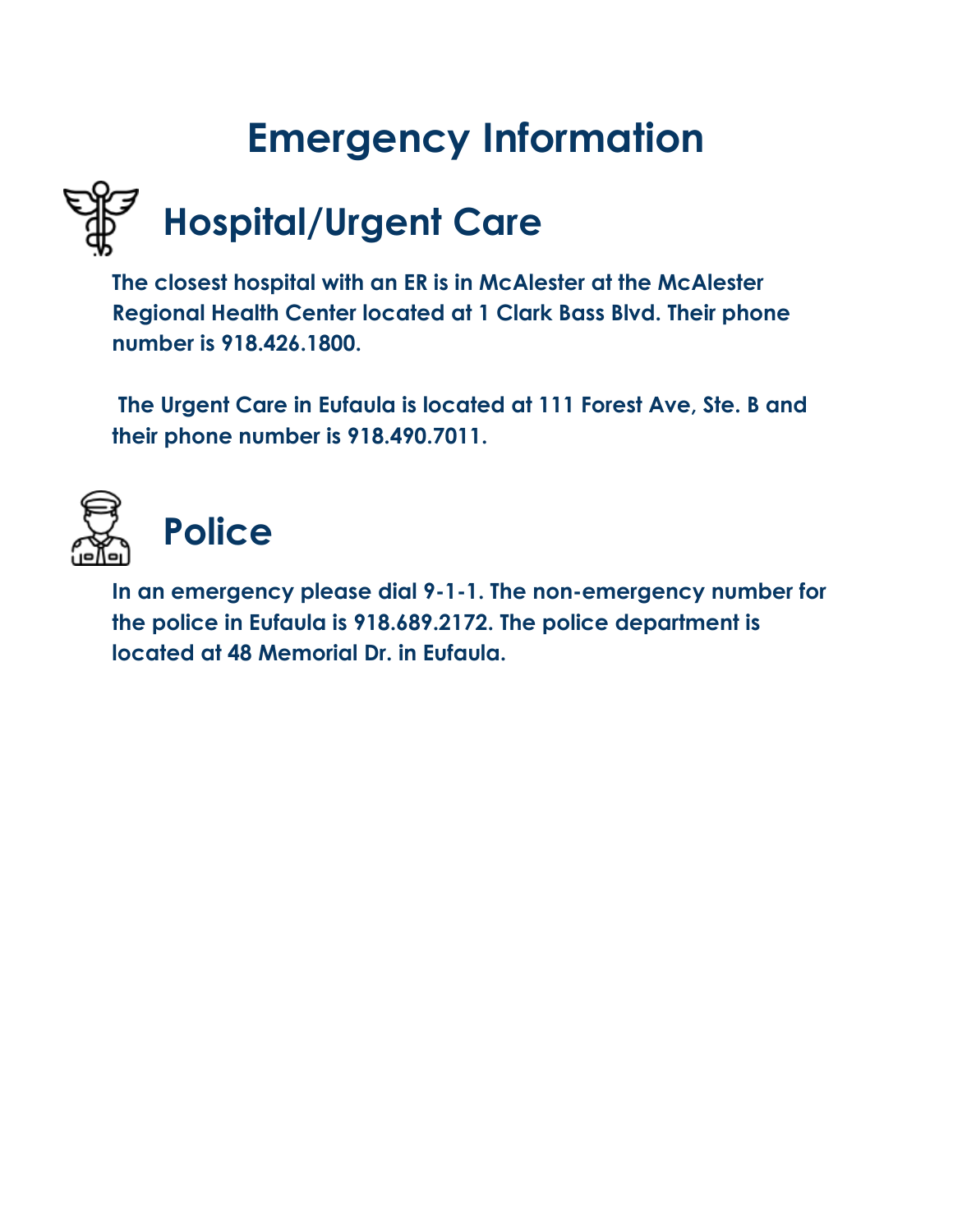# Emergency Information

## Hospital/Urgent Care

**The closest hospital with an ER is in McAlester at the McAlester Regional Health Center located at 1 Clark Bass Blvd. Their phone number is 918.426.1800.**

**The Urgent Care in Eufaula is located at 111 Forest Ave, Ste. B and their phone number is 918.490.7011.**

## Police

**In an emergency please dial 9-1-1. The non-emergency number for the police in Eufaula is 918.689.2172. The police department is located at 48 Memorial Dr. in Eufaula.**